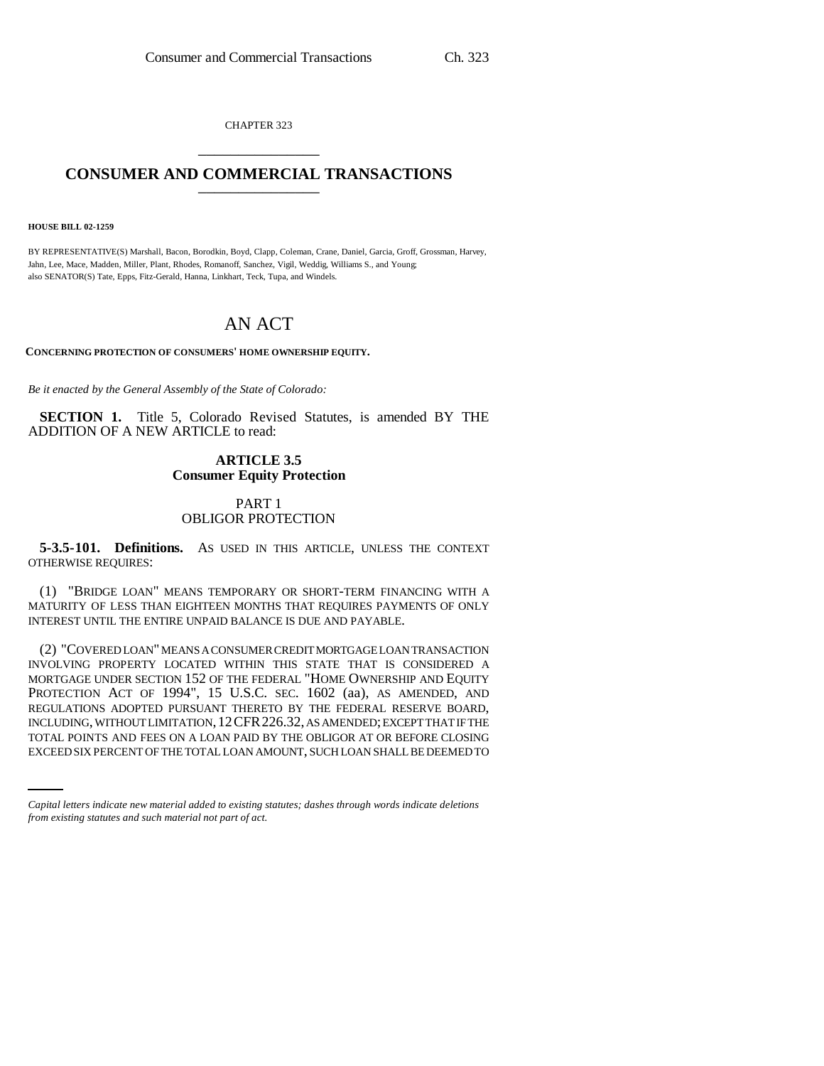CHAPTER 323

# CONSUMER AND COMMERCIAL TRANSACTIONS

**HOUSE BILL 02-1259**

BY REPRESENTATIVE(S) Marshall, Bacon, Borodkin, Boyd, Clapp, Coleman, Crane, Daniel, Garcia, Groff, Grossman, Harvey, Jahn, Lee, Mace, Madden, Miller, Plant, Rhodes, Romanoff, Sanchez, Vigil, Weddig, Williams S., and Young; also SENATOR(S) Tate, Epps, Fitz-Gerald, Hanna, Linkhart, Teck, Tupa, and Windels.

## AN ACT

**CONCERNING PROTECTION OF CONSUMERS' HOME OWNERSHIP EQUITY.**

*Be it enacted by the General Assembly of the State of Colorado:*

**SECTION 1.** Title 5, Colorado Revised Statutes, is amended BY THE ADDITION OF A NEW ARTICLE to read:

### ARTICLE 3.5
### Consumer Equity Protection

#### PART 1
#### OBLIGOR PROTECTION

**5-3.5-101. Definitions.** AS USED IN THIS ARTICLE, UNLESS THE CONTEXT OTHERWISE REQUIRES:

(1) "BRIDGE LOAN" MEANS TEMPORARY OR SHORT-TERM FINANCING WITH A MATURITY OF LESS THAN EIGHTEEN MONTHS THAT REQUIRES PAYMENTS OF ONLY INTEREST UNTIL THE ENTIRE UNPAID BALANCE IS DUE AND PAYABLE.

(2) "COVERED LOAN" MEANS A CONSUMER CREDIT MORTGAGE LOAN TRANSACTION INVOLVING PROPERTY LOCATED WITHIN THIS STATE THAT IS CONSIDERED A MORTGAGE UNDER SECTION 152 OF THE FEDERAL "HOME OWNERSHIP AND EQUITY PROTECTION ACT OF 1994", 15 U.S.C. SEC. 1602 (aa), AS AMENDED, AND REGULATIONS ADOPTED PURSUANT THERETO BY THE FEDERAL RESERVE BOARD, INCLUDING, WITHOUT LIMITATION, 12 CFR 226.32, AS AMENDED; EXCEPT THAT IF THE TOTAL POINTS AND FEES ON A LOAN PAID BY THE OBLIGOR AT OR BEFORE CLOSING EXCEED SIX PERCENT OF THE TOTAL LOAN AMOUNT, SUCH LOAN SHALL BE DEEMED TO

*Capital letters indicate new material added to existing statutes; dashes through words indicate deletions from existing statutes and such material not part of act.*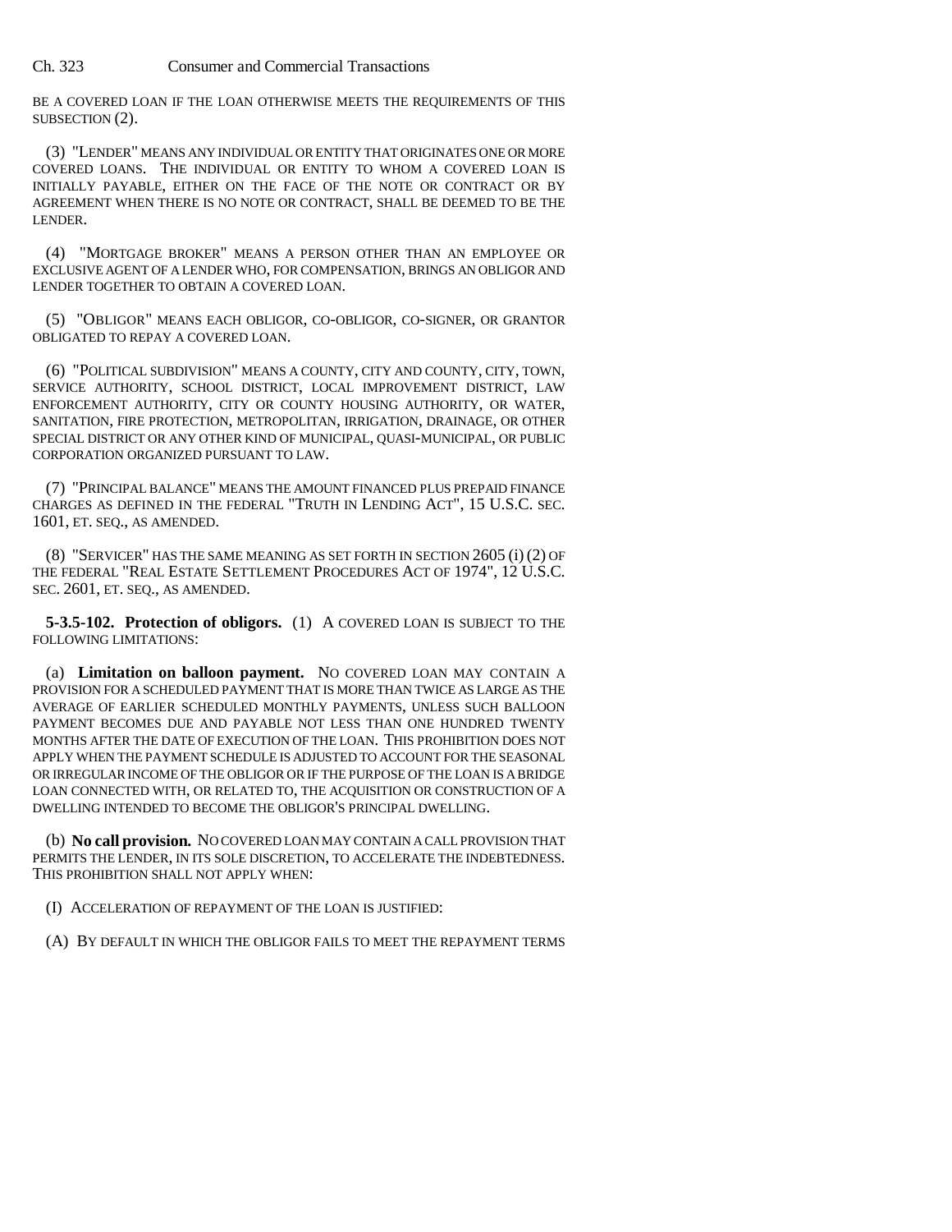BE A COVERED LOAN IF THE LOAN OTHERWISE MEETS THE REQUIREMENTS OF THIS SUBSECTION (2).

(3) "LENDER" MEANS ANY INDIVIDUAL OR ENTITY THAT ORIGINATES ONE OR MORE COVERED LOANS. THE INDIVIDUAL OR ENTITY TO WHOM A COVERED LOAN IS INITIALLY PAYABLE, EITHER ON THE FACE OF THE NOTE OR CONTRACT OR BY AGREEMENT WHEN THERE IS NO NOTE OR CONTRACT, SHALL BE DEEMED TO BE THE LENDER.

(4) "MORTGAGE BROKER" MEANS A PERSON OTHER THAN AN EMPLOYEE OR EXCLUSIVE AGENT OF A LENDER WHO, FOR COMPENSATION, BRINGS AN OBLIGOR AND LENDER TOGETHER TO OBTAIN A COVERED LOAN.

(5) "OBLIGOR" MEANS EACH OBLIGOR, CO-OBLIGOR, CO-SIGNER, OR GRANTOR OBLIGATED TO REPAY A COVERED LOAN.

(6) "POLITICAL SUBDIVISION" MEANS A COUNTY, CITY AND COUNTY, CITY, TOWN, SERVICE AUTHORITY, SCHOOL DISTRICT, LOCAL IMPROVEMENT DISTRICT, LAW ENFORCEMENT AUTHORITY, CITY OR COUNTY HOUSING AUTHORITY, OR WATER, SANITATION, FIRE PROTECTION, METROPOLITAN, IRRIGATION, DRAINAGE, OR OTHER SPECIAL DISTRICT OR ANY OTHER KIND OF MUNICIPAL, QUASI-MUNICIPAL, OR PUBLIC CORPORATION ORGANIZED PURSUANT TO LAW.

(7) "PRINCIPAL BALANCE" MEANS THE AMOUNT FINANCED PLUS PREPAID FINANCE CHARGES AS DEFINED IN THE FEDERAL "TRUTH IN LENDING ACT", 15 U.S.C. SEC. 1601, ET. SEQ., AS AMENDED.

(8) "SERVICER" HAS THE SAME MEANING AS SET FORTH IN SECTION 2605 (i) (2) OF THE FEDERAL "REAL ESTATE SETTLEMENT PROCEDURES ACT OF 1974", 12 U.S.C. SEC. 2601, ET. SEQ., AS AMENDED.

**5-3.5-102. Protection of obligors.** (1) A COVERED LOAN IS SUBJECT TO THE FOLLOWING LIMITATIONS:

(a) **Limitation on balloon payment.** NO COVERED LOAN MAY CONTAIN A PROVISION FOR A SCHEDULED PAYMENT THAT IS MORE THAN TWICE AS LARGE AS THE AVERAGE OF EARLIER SCHEDULED MONTHLY PAYMENTS, UNLESS SUCH BALLOON PAYMENT BECOMES DUE AND PAYABLE NOT LESS THAN ONE HUNDRED TWENTY MONTHS AFTER THE DATE OF EXECUTION OF THE LOAN. THIS PROHIBITION DOES NOT APPLY WHEN THE PAYMENT SCHEDULE IS ADJUSTED TO ACCOUNT FOR THE SEASONAL OR IRREGULAR INCOME OF THE OBLIGOR OR IF THE PURPOSE OF THE LOAN IS A BRIDGE LOAN CONNECTED WITH, OR RELATED TO, THE ACQUISITION OR CONSTRUCTION OF A DWELLING INTENDED TO BECOME THE OBLIGOR'S PRINCIPAL DWELLING.

(b) **No call provision.** NO COVERED LOAN MAY CONTAIN A CALL PROVISION THAT PERMITS THE LENDER, IN ITS SOLE DISCRETION, TO ACCELERATE THE INDEBTEDNESS. THIS PROHIBITION SHALL NOT APPLY WHEN:

(I) ACCELERATION OF REPAYMENT OF THE LOAN IS JUSTIFIED:

(A) BY DEFAULT IN WHICH THE OBLIGOR FAILS TO MEET THE REPAYMENT TERMS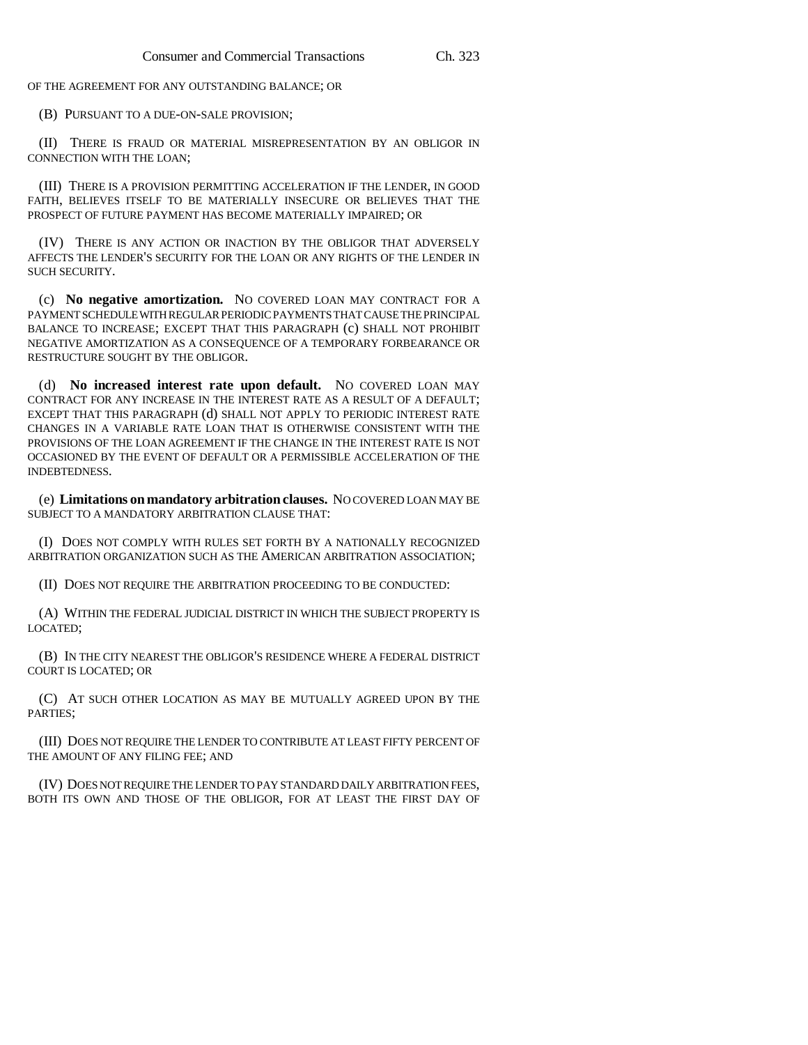OF THE AGREEMENT FOR ANY OUTSTANDING BALANCE; OR

(B) PURSUANT TO A DUE-ON-SALE PROVISION;

(II) THERE IS FRAUD OR MATERIAL MISREPRESENTATION BY AN OBLIGOR IN CONNECTION WITH THE LOAN;

(III) THERE IS A PROVISION PERMITTING ACCELERATION IF THE LENDER, IN GOOD FAITH, BELIEVES ITSELF TO BE MATERIALLY INSECURE OR BELIEVES THAT THE PROSPECT OF FUTURE PAYMENT HAS BECOME MATERIALLY IMPAIRED; OR

(IV) THERE IS ANY ACTION OR INACTION BY THE OBLIGOR THAT ADVERSELY AFFECTS THE LENDER'S SECURITY FOR THE LOAN OR ANY RIGHTS OF THE LENDER IN SUCH SECURITY.

(c) **No negative amortization.** NO COVERED LOAN MAY CONTRACT FOR A PAYMENT SCHEDULE WITH REGULAR PERIODIC PAYMENTS THAT CAUSE THE PRINCIPAL BALANCE TO INCREASE; EXCEPT THAT THIS PARAGRAPH (c) SHALL NOT PROHIBIT NEGATIVE AMORTIZATION AS A CONSEQUENCE OF A TEMPORARY FORBEARANCE OR RESTRUCTURE SOUGHT BY THE OBLIGOR.

(d) **No increased interest rate upon default.** NO COVERED LOAN MAY CONTRACT FOR ANY INCREASE IN THE INTEREST RATE AS A RESULT OF A DEFAULT; EXCEPT THAT THIS PARAGRAPH (d) SHALL NOT APPLY TO PERIODIC INTEREST RATE CHANGES IN A VARIABLE RATE LOAN THAT IS OTHERWISE CONSISTENT WITH THE PROVISIONS OF THE LOAN AGREEMENT IF THE CHANGE IN THE INTEREST RATE IS NOT OCCASIONED BY THE EVENT OF DEFAULT OR A PERMISSIBLE ACCELERATION OF THE INDEBTEDNESS.

(e) **Limitations on mandatory arbitration clauses.** NO COVERED LOAN MAY BE SUBJECT TO A MANDATORY ARBITRATION CLAUSE THAT:

(I) DOES NOT COMPLY WITH RULES SET FORTH BY A NATIONALLY RECOGNIZED ARBITRATION ORGANIZATION SUCH AS THE AMERICAN ARBITRATION ASSOCIATION;

(II) DOES NOT REQUIRE THE ARBITRATION PROCEEDING TO BE CONDUCTED:

(A) WITHIN THE FEDERAL JUDICIAL DISTRICT IN WHICH THE SUBJECT PROPERTY IS LOCATED;

(B) IN THE CITY NEAREST THE OBLIGOR'S RESIDENCE WHERE A FEDERAL DISTRICT COURT IS LOCATED; OR

(C) AT SUCH OTHER LOCATION AS MAY BE MUTUALLY AGREED UPON BY THE PARTIES;

(III) DOES NOT REQUIRE THE LENDER TO CONTRIBUTE AT LEAST FIFTY PERCENT OF THE AMOUNT OF ANY FILING FEE; AND

(IV) DOES NOT REQUIRE THE LENDER TO PAY STANDARD DAILY ARBITRATION FEES, BOTH ITS OWN AND THOSE OF THE OBLIGOR, FOR AT LEAST THE FIRST DAY OF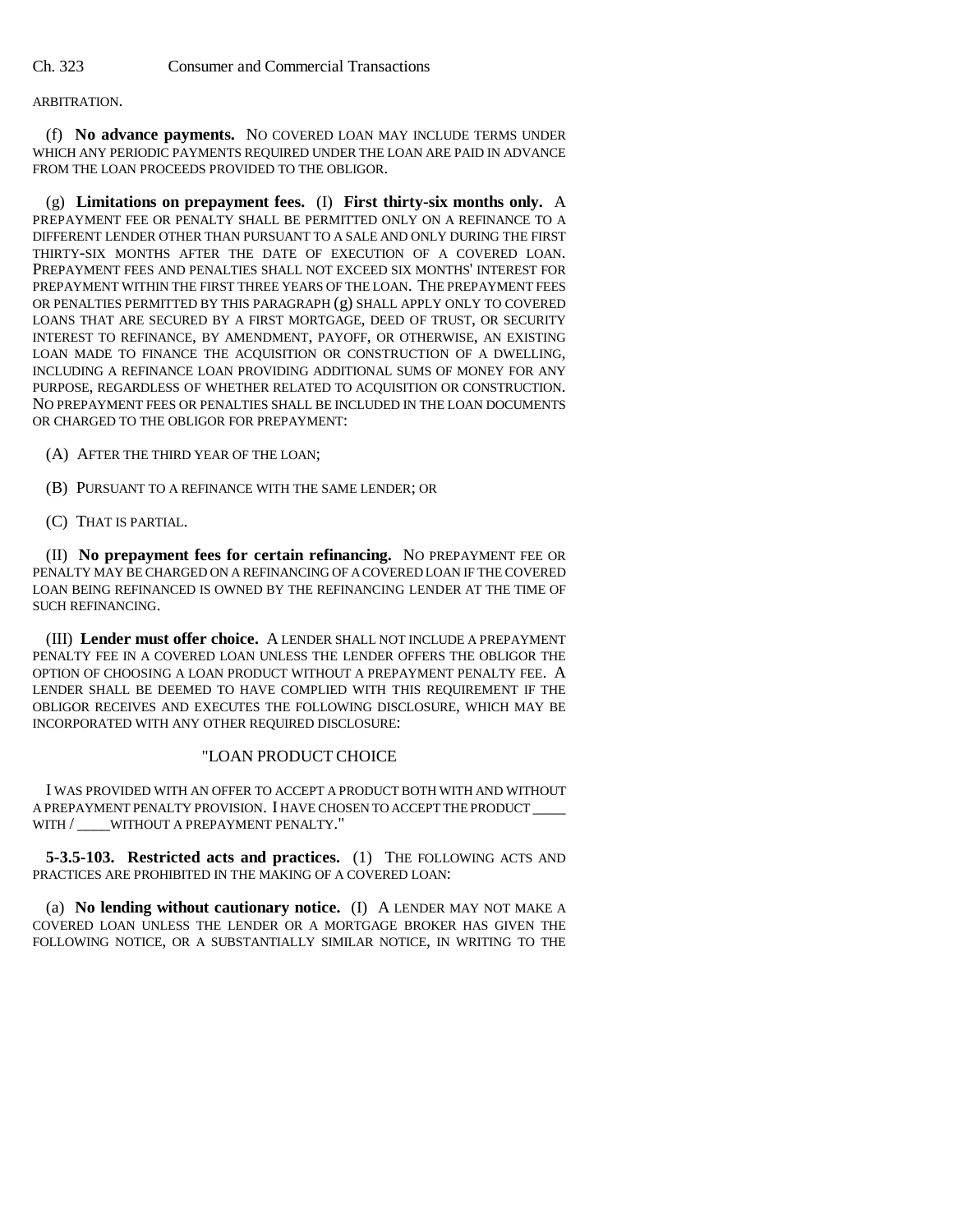ARBITRATION.

(f) **No advance payments.** NO COVERED LOAN MAY INCLUDE TERMS UNDER WHICH ANY PERIODIC PAYMENTS REQUIRED UNDER THE LOAN ARE PAID IN ADVANCE FROM THE LOAN PROCEEDS PROVIDED TO THE OBLIGOR.

(g) **Limitations on prepayment fees.** (I) **First thirty-six months only.** A PREPAYMENT FEE OR PENALTY SHALL BE PERMITTED ONLY ON A REFINANCE TO A DIFFERENT LENDER OTHER THAN PURSUANT TO A SALE AND ONLY DURING THE FIRST THIRTY-SIX MONTHS AFTER THE DATE OF EXECUTION OF A COVERED LOAN. PREPAYMENT FEES AND PENALTIES SHALL NOT EXCEED SIX MONTHS' INTEREST FOR PREPAYMENT WITHIN THE FIRST THREE YEARS OF THE LOAN. THE PREPAYMENT FEES OR PENALTIES PERMITTED BY THIS PARAGRAPH (g) SHALL APPLY ONLY TO COVERED LOANS THAT ARE SECURED BY A FIRST MORTGAGE, DEED OF TRUST, OR SECURITY INTEREST TO REFINANCE, BY AMENDMENT, PAYOFF, OR OTHERWISE, AN EXISTING LOAN MADE TO FINANCE THE ACQUISITION OR CONSTRUCTION OF A DWELLING, INCLUDING A REFINANCE LOAN PROVIDING ADDITIONAL SUMS OF MONEY FOR ANY PURPOSE, REGARDLESS OF WHETHER RELATED TO ACQUISITION OR CONSTRUCTION. NO PREPAYMENT FEES OR PENALTIES SHALL BE INCLUDED IN THE LOAN DOCUMENTS OR CHARGED TO THE OBLIGOR FOR PREPAYMENT:

(A) AFTER THE THIRD YEAR OF THE LOAN;

(B) PURSUANT TO A REFINANCE WITH THE SAME LENDER; OR

(C) THAT IS PARTIAL.

(II) **No prepayment fees for certain refinancing.** NO PREPAYMENT FEE OR PENALTY MAY BE CHARGED ON A REFINANCING OF A COVERED LOAN IF THE COVERED LOAN BEING REFINANCED IS OWNED BY THE REFINANCING LENDER AT THE TIME OF SUCH REFINANCING.

(III) **Lender must offer choice.** A LENDER SHALL NOT INCLUDE A PREPAYMENT PENALTY FEE IN A COVERED LOAN UNLESS THE LENDER OFFERS THE OBLIGOR THE OPTION OF CHOOSING A LOAN PRODUCT WITHOUT A PREPAYMENT PENALTY FEE. A LENDER SHALL BE DEEMED TO HAVE COMPLIED WITH THIS REQUIREMENT IF THE OBLIGOR RECEIVES AND EXECUTES THE FOLLOWING DISCLOSURE, WHICH MAY BE INCORPORATED WITH ANY OTHER REQUIRED DISCLOSURE:

"LOAN PRODUCT CHOICE

I WAS PROVIDED WITH AN OFFER TO ACCEPT A PRODUCT BOTH WITH AND WITHOUT A PREPAYMENT PENALTY PROVISION. I HAVE CHOSEN TO ACCEPT THE PRODUCT _____ WITH / _____WITHOUT A PREPAYMENT PENALTY."

**5-3.5-103. Restricted acts and practices.** (1) THE FOLLOWING ACTS AND PRACTICES ARE PROHIBITED IN THE MAKING OF A COVERED LOAN:

(a) **No lending without cautionary notice.** (I) A LENDER MAY NOT MAKE A COVERED LOAN UNLESS THE LENDER OR A MORTGAGE BROKER HAS GIVEN THE FOLLOWING NOTICE, OR A SUBSTANTIALLY SIMILAR NOTICE, IN WRITING TO THE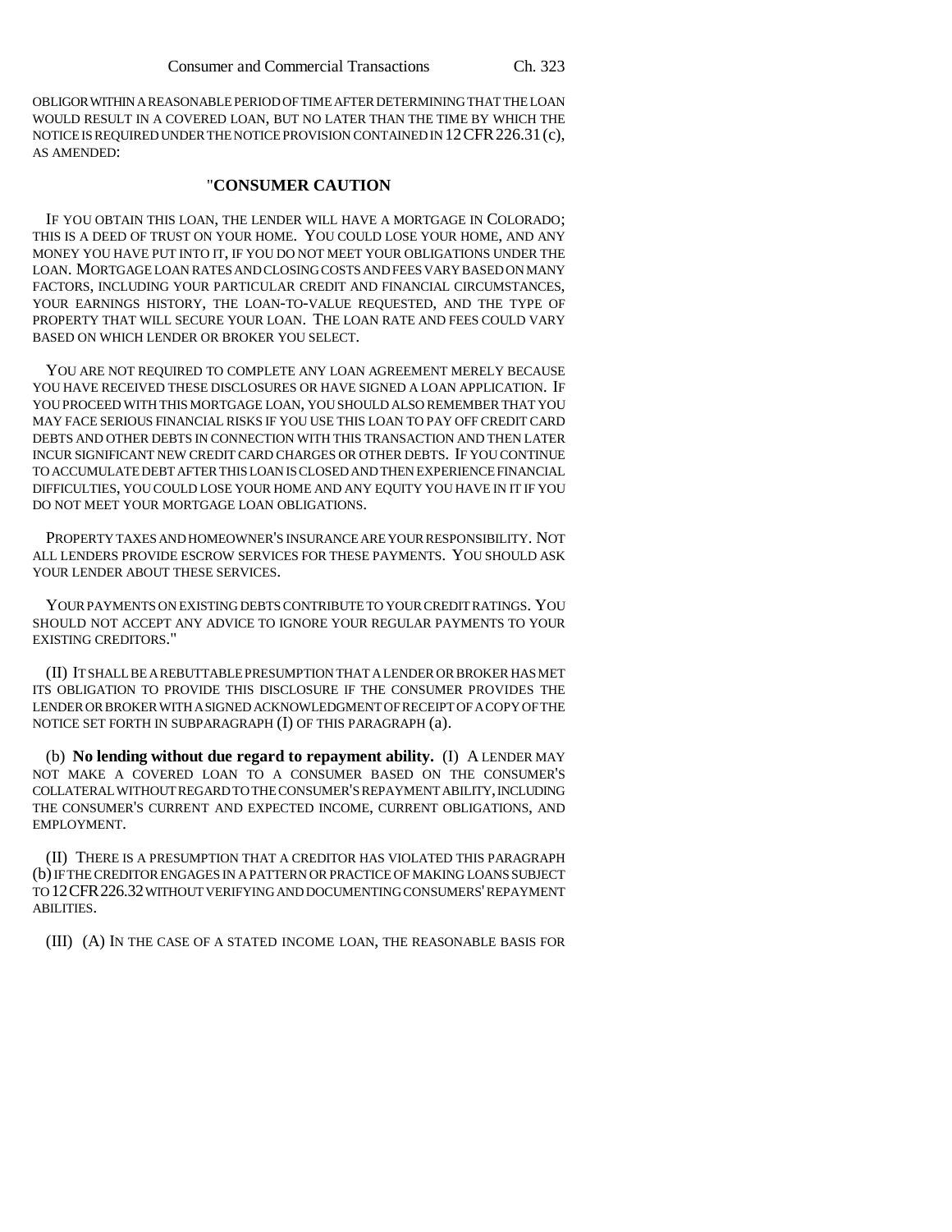OBLIGOR WITHIN A REASONABLE PERIOD OF TIME AFTER DETERMINING THAT THE LOAN WOULD RESULT IN A COVERED LOAN, BUT NO LATER THAN THE TIME BY WHICH THE NOTICE IS REQUIRED UNDER THE NOTICE PROVISION CONTAINED IN 12 CFR 226.31 (c), AS AMENDED:

"**CONSUMER CAUTION**

IF YOU OBTAIN THIS LOAN, THE LENDER WILL HAVE A MORTGAGE IN COLORADO; THIS IS A DEED OF TRUST ON YOUR HOME. YOU COULD LOSE YOUR HOME, AND ANY MONEY YOU HAVE PUT INTO IT, IF YOU DO NOT MEET YOUR OBLIGATIONS UNDER THE LOAN. MORTGAGE LOAN RATES AND CLOSING COSTS AND FEES VARY BASED ON MANY FACTORS, INCLUDING YOUR PARTICULAR CREDIT AND FINANCIAL CIRCUMSTANCES, YOUR EARNINGS HISTORY, THE LOAN-TO-VALUE REQUESTED, AND THE TYPE OF PROPERTY THAT WILL SECURE YOUR LOAN. THE LOAN RATE AND FEES COULD VARY BASED ON WHICH LENDER OR BROKER YOU SELECT.

YOU ARE NOT REQUIRED TO COMPLETE ANY LOAN AGREEMENT MERELY BECAUSE YOU HAVE RECEIVED THESE DISCLOSURES OR HAVE SIGNED A LOAN APPLICATION. IF YOU PROCEED WITH THIS MORTGAGE LOAN, YOU SHOULD ALSO REMEMBER THAT YOU MAY FACE SERIOUS FINANCIAL RISKS IF YOU USE THIS LOAN TO PAY OFF CREDIT CARD DEBTS AND OTHER DEBTS IN CONNECTION WITH THIS TRANSACTION AND THEN LATER INCUR SIGNIFICANT NEW CREDIT CARD CHARGES OR OTHER DEBTS. IF YOU CONTINUE TO ACCUMULATE DEBT AFTER THIS LOAN IS CLOSED AND THEN EXPERIENCE FINANCIAL DIFFICULTIES, YOU COULD LOSE YOUR HOME AND ANY EQUITY YOU HAVE IN IT IF YOU DO NOT MEET YOUR MORTGAGE LOAN OBLIGATIONS.

PROPERTY TAXES AND HOMEOWNER'S INSURANCE ARE YOUR RESPONSIBILITY. NOT ALL LENDERS PROVIDE ESCROW SERVICES FOR THESE PAYMENTS. YOU SHOULD ASK YOUR LENDER ABOUT THESE SERVICES.

YOUR PAYMENTS ON EXISTING DEBTS CONTRIBUTE TO YOUR CREDIT RATINGS. YOU SHOULD NOT ACCEPT ANY ADVICE TO IGNORE YOUR REGULAR PAYMENTS TO YOUR EXISTING CREDITORS."

(II) IT SHALL BE A REBUTTABLE PRESUMPTION THAT A LENDER OR BROKER HAS MET ITS OBLIGATION TO PROVIDE THIS DISCLOSURE IF THE CONSUMER PROVIDES THE LENDER OR BROKER WITH A SIGNED ACKNOWLEDGMENT OF RECEIPT OF A COPY OF THE NOTICE SET FORTH IN SUBPARAGRAPH (I) OF THIS PARAGRAPH (a).

(b) **No lending without due regard to repayment ability.** (I) A LENDER MAY NOT MAKE A COVERED LOAN TO A CONSUMER BASED ON THE CONSUMER'S COLLATERAL WITHOUT REGARD TO THE CONSUMER'S REPAYMENT ABILITY, INCLUDING THE CONSUMER'S CURRENT AND EXPECTED INCOME, CURRENT OBLIGATIONS, AND EMPLOYMENT.

(II) THERE IS A PRESUMPTION THAT A CREDITOR HAS VIOLATED THIS PARAGRAPH (b) IF THE CREDITOR ENGAGES IN A PATTERN OR PRACTICE OF MAKING LOANS SUBJECT TO 12 CFR 226.32 WITHOUT VERIFYING AND DOCUMENTING CONSUMERS' REPAYMENT ABILITIES.

(III) (A) IN THE CASE OF A STATED INCOME LOAN, THE REASONABLE BASIS FOR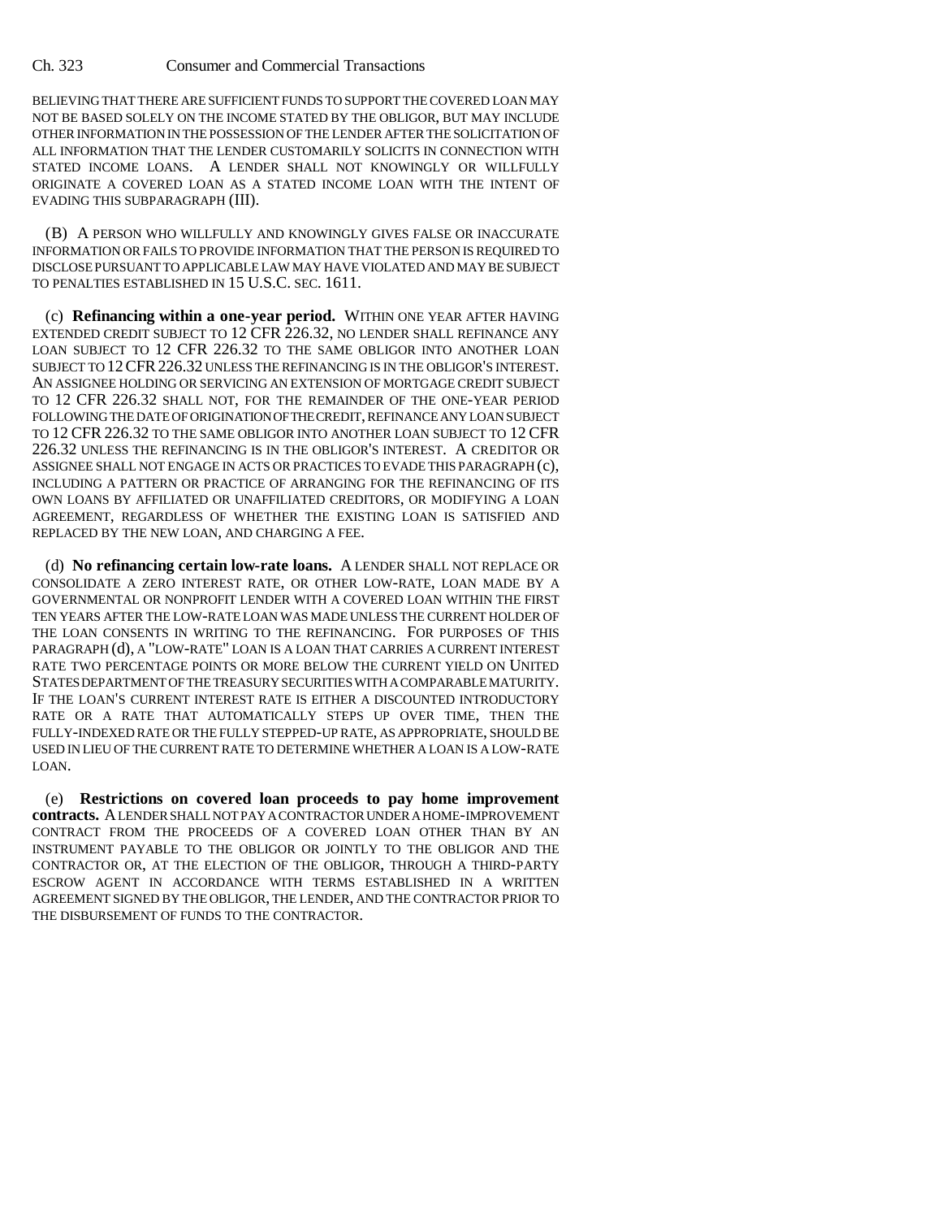BELIEVING THAT THERE ARE SUFFICIENT FUNDS TO SUPPORT THE COVERED LOAN MAY NOT BE BASED SOLELY ON THE INCOME STATED BY THE OBLIGOR, BUT MAY INCLUDE OTHER INFORMATION IN THE POSSESSION OF THE LENDER AFTER THE SOLICITATION OF ALL INFORMATION THAT THE LENDER CUSTOMARILY SOLICITS IN CONNECTION WITH STATED INCOME LOANS. A LENDER SHALL NOT KNOWINGLY OR WILLFULLY ORIGINATE A COVERED LOAN AS A STATED INCOME LOAN WITH THE INTENT OF EVADING THIS SUBPARAGRAPH (III).

(B) A PERSON WHO WILLFULLY AND KNOWINGLY GIVES FALSE OR INACCURATE INFORMATION OR FAILS TO PROVIDE INFORMATION THAT THE PERSON IS REQUIRED TO DISCLOSE PURSUANT TO APPLICABLE LAW MAY HAVE VIOLATED AND MAY BE SUBJECT TO PENALTIES ESTABLISHED IN 15 U.S.C. SEC. 1611.

(c) **Refinancing within a one-year period.** WITHIN ONE YEAR AFTER HAVING EXTENDED CREDIT SUBJECT TO 12 CFR 226.32, NO LENDER SHALL REFINANCE ANY LOAN SUBJECT TO 12 CFR 226.32 TO THE SAME OBLIGOR INTO ANOTHER LOAN SUBJECT TO 12 CFR 226.32 UNLESS THE REFINANCING IS IN THE OBLIGOR'S INTEREST. AN ASSIGNEE HOLDING OR SERVICING AN EXTENSION OF MORTGAGE CREDIT SUBJECT TO 12 CFR 226.32 SHALL NOT, FOR THE REMAINDER OF THE ONE-YEAR PERIOD FOLLOWING THE DATE OF ORIGINATION OF THE CREDIT, REFINANCE ANY LOAN SUBJECT TO 12 CFR 226.32 TO THE SAME OBLIGOR INTO ANOTHER LOAN SUBJECT TO 12 CFR 226.32 UNLESS THE REFINANCING IS IN THE OBLIGOR'S INTEREST. A CREDITOR OR ASSIGNEE SHALL NOT ENGAGE IN ACTS OR PRACTICES TO EVADE THIS PARAGRAPH (c), INCLUDING A PATTERN OR PRACTICE OF ARRANGING FOR THE REFINANCING OF ITS OWN LOANS BY AFFILIATED OR UNAFFILIATED CREDITORS, OR MODIFYING A LOAN AGREEMENT, REGARDLESS OF WHETHER THE EXISTING LOAN IS SATISFIED AND REPLACED BY THE NEW LOAN, AND CHARGING A FEE.

(d) **No refinancing certain low-rate loans.** A LENDER SHALL NOT REPLACE OR CONSOLIDATE A ZERO INTEREST RATE, OR OTHER LOW-RATE, LOAN MADE BY A GOVERNMENTAL OR NONPROFIT LENDER WITH A COVERED LOAN WITHIN THE FIRST TEN YEARS AFTER THE LOW-RATE LOAN WAS MADE UNLESS THE CURRENT HOLDER OF THE LOAN CONSENTS IN WRITING TO THE REFINANCING. FOR PURPOSES OF THIS PARAGRAPH (d), A "LOW-RATE" LOAN IS A LOAN THAT CARRIES A CURRENT INTEREST RATE TWO PERCENTAGE POINTS OR MORE BELOW THE CURRENT YIELD ON UNITED STATES DEPARTMENT OF THE TREASURY SECURITIES WITH A COMPARABLE MATURITY. IF THE LOAN'S CURRENT INTEREST RATE IS EITHER A DISCOUNTED INTRODUCTORY RATE OR A RATE THAT AUTOMATICALLY STEPS UP OVER TIME, THEN THE FULLY-INDEXED RATE OR THE FULLY STEPPED-UP RATE, AS APPROPRIATE, SHOULD BE USED IN LIEU OF THE CURRENT RATE TO DETERMINE WHETHER A LOAN IS A LOW-RATE LOAN.

(e) **Restrictions on covered loan proceeds to pay home improvement contracts.** A LENDER SHALL NOT PAY A CONTRACTOR UNDER A HOME-IMPROVEMENT CONTRACT FROM THE PROCEEDS OF A COVERED LOAN OTHER THAN BY AN INSTRUMENT PAYABLE TO THE OBLIGOR OR JOINTLY TO THE OBLIGOR AND THE CONTRACTOR OR, AT THE ELECTION OF THE OBLIGOR, THROUGH A THIRD-PARTY ESCROW AGENT IN ACCORDANCE WITH TERMS ESTABLISHED IN A WRITTEN AGREEMENT SIGNED BY THE OBLIGOR, THE LENDER, AND THE CONTRACTOR PRIOR TO THE DISBURSEMENT OF FUNDS TO THE CONTRACTOR.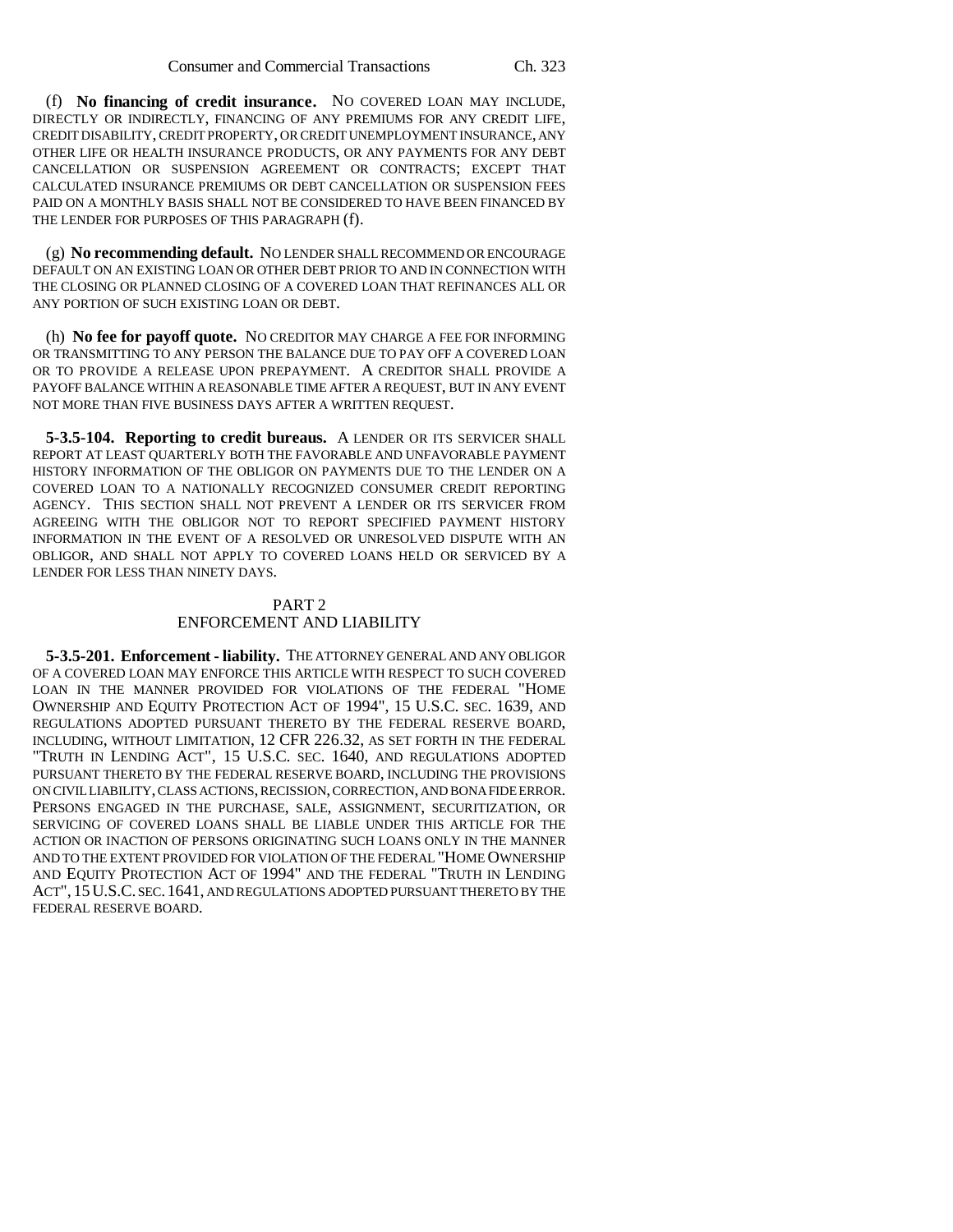(f) **No financing of credit insurance.** NO COVERED LOAN MAY INCLUDE, DIRECTLY OR INDIRECTLY, FINANCING OF ANY PREMIUMS FOR ANY CREDIT LIFE, CREDIT DISABILITY, CREDIT PROPERTY, OR CREDIT UNEMPLOYMENT INSURANCE, ANY OTHER LIFE OR HEALTH INSURANCE PRODUCTS, OR ANY PAYMENTS FOR ANY DEBT CANCELLATION OR SUSPENSION AGREEMENT OR CONTRACTS; EXCEPT THAT CALCULATED INSURANCE PREMIUMS OR DEBT CANCELLATION OR SUSPENSION FEES PAID ON A MONTHLY BASIS SHALL NOT BE CONSIDERED TO HAVE BEEN FINANCED BY THE LENDER FOR PURPOSES OF THIS PARAGRAPH (f).

(g) **No recommending default.** NO LENDER SHALL RECOMMEND OR ENCOURAGE DEFAULT ON AN EXISTING LOAN OR OTHER DEBT PRIOR TO AND IN CONNECTION WITH THE CLOSING OR PLANNED CLOSING OF A COVERED LOAN THAT REFINANCES ALL OR ANY PORTION OF SUCH EXISTING LOAN OR DEBT.

(h) **No fee for payoff quote.** NO CREDITOR MAY CHARGE A FEE FOR INFORMING OR TRANSMITTING TO ANY PERSON THE BALANCE DUE TO PAY OFF A COVERED LOAN OR TO PROVIDE A RELEASE UPON PREPAYMENT. A CREDITOR SHALL PROVIDE A PAYOFF BALANCE WITHIN A REASONABLE TIME AFTER A REQUEST, BUT IN ANY EVENT NOT MORE THAN FIVE BUSINESS DAYS AFTER A WRITTEN REQUEST.

**5-3.5-104. Reporting to credit bureaus.** A LENDER OR ITS SERVICER SHALL REPORT AT LEAST QUARTERLY BOTH THE FAVORABLE AND UNFAVORABLE PAYMENT HISTORY INFORMATION OF THE OBLIGOR ON PAYMENTS DUE TO THE LENDER ON A COVERED LOAN TO A NATIONALLY RECOGNIZED CONSUMER CREDIT REPORTING AGENCY. THIS SECTION SHALL NOT PREVENT A LENDER OR ITS SERVICER FROM AGREEING WITH THE OBLIGOR NOT TO REPORT SPECIFIED PAYMENT HISTORY INFORMATION IN THE EVENT OF A RESOLVED OR UNRESOLVED DISPUTE WITH AN OBLIGOR, AND SHALL NOT APPLY TO COVERED LOANS HELD OR SERVICED BY A LENDER FOR LESS THAN NINETY DAYS.

## PART 2
## ENFORCEMENT AND LIABILITY

**5-3.5-201. Enforcement - liability.** THE ATTORNEY GENERAL AND ANY OBLIGOR OF A COVERED LOAN MAY ENFORCE THIS ARTICLE WITH RESPECT TO SUCH COVERED LOAN IN THE MANNER PROVIDED FOR VIOLATIONS OF THE FEDERAL "HOME OWNERSHIP AND EQUITY PROTECTION ACT OF 1994", 15 U.S.C. SEC. 1639, AND REGULATIONS ADOPTED PURSUANT THERETO BY THE FEDERAL RESERVE BOARD, INCLUDING, WITHOUT LIMITATION, 12 CFR 226.32, AS SET FORTH IN THE FEDERAL "TRUTH IN LENDING ACT", 15 U.S.C. SEC. 1640, AND REGULATIONS ADOPTED PURSUANT THERETO BY THE FEDERAL RESERVE BOARD, INCLUDING THE PROVISIONS ON CIVIL LIABILITY, CLASS ACTIONS, RECISSION, CORRECTION, AND BONA FIDE ERROR. PERSONS ENGAGED IN THE PURCHASE, SALE, ASSIGNMENT, SECURITIZATION, OR SERVICING OF COVERED LOANS SHALL BE LIABLE UNDER THIS ARTICLE FOR THE ACTION OR INACTION OF PERSONS ORIGINATING SUCH LOANS ONLY IN THE MANNER AND TO THE EXTENT PROVIDED FOR VIOLATION OF THE FEDERAL "HOME OWNERSHIP AND EQUITY PROTECTION ACT OF 1994" AND THE FEDERAL "TRUTH IN LENDING ACT", 15 U.S.C. SEC. 1641, AND REGULATIONS ADOPTED PURSUANT THERETO BY THE FEDERAL RESERVE BOARD.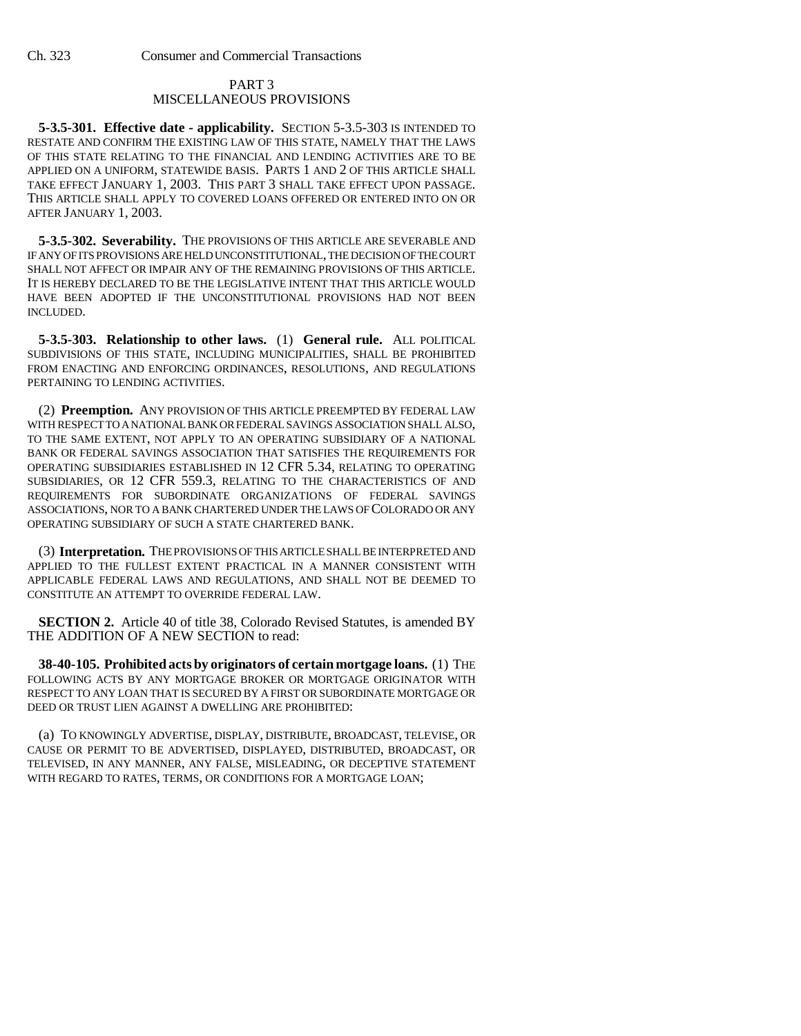## PART 3
## MISCELLANEOUS PROVISIONS

**5-3.5-301. Effective date - applicability.** SECTION 5-3.5-303 IS INTENDED TO RESTATE AND CONFIRM THE EXISTING LAW OF THIS STATE, NAMELY THAT THE LAWS OF THIS STATE RELATING TO THE FINANCIAL AND LENDING ACTIVITIES ARE TO BE APPLIED ON A UNIFORM, STATEWIDE BASIS. PARTS 1 AND 2 OF THIS ARTICLE SHALL TAKE EFFECT JANUARY 1, 2003. THIS PART 3 SHALL TAKE EFFECT UPON PASSAGE. THIS ARTICLE SHALL APPLY TO COVERED LOANS OFFERED OR ENTERED INTO ON OR AFTER JANUARY 1, 2003.

**5-3.5-302. Severability.** THE PROVISIONS OF THIS ARTICLE ARE SEVERABLE AND IF ANY OF ITS PROVISIONS ARE HELD UNCONSTITUTIONAL, THE DECISION OF THE COURT SHALL NOT AFFECT OR IMPAIR ANY OF THE REMAINING PROVISIONS OF THIS ARTICLE. IT IS HEREBY DECLARED TO BE THE LEGISLATIVE INTENT THAT THIS ARTICLE WOULD HAVE BEEN ADOPTED IF THE UNCONSTITUTIONAL PROVISIONS HAD NOT BEEN INCLUDED.

**5-3.5-303. Relationship to other laws.** (1) **General rule.** ALL POLITICAL SUBDIVISIONS OF THIS STATE, INCLUDING MUNICIPALITIES, SHALL BE PROHIBITED FROM ENACTING AND ENFORCING ORDINANCES, RESOLUTIONS, AND REGULATIONS PERTAINING TO LENDING ACTIVITIES.

(2) **Preemption.** ANY PROVISION OF THIS ARTICLE PREEMPTED BY FEDERAL LAW WITH RESPECT TO A NATIONAL BANK OR FEDERAL SAVINGS ASSOCIATION SHALL ALSO, TO THE SAME EXTENT, NOT APPLY TO AN OPERATING SUBSIDIARY OF A NATIONAL BANK OR FEDERAL SAVINGS ASSOCIATION THAT SATISFIES THE REQUIREMENTS FOR OPERATING SUBSIDIARIES ESTABLISHED IN 12 CFR 5.34, RELATING TO OPERATING SUBSIDIARIES, OR 12 CFR 559.3, RELATING TO THE CHARACTERISTICS OF AND REQUIREMENTS FOR SUBORDINATE ORGANIZATIONS OF FEDERAL SAVINGS ASSOCIATIONS, NOR TO A BANK CHARTERED UNDER THE LAWS OF COLORADO OR ANY OPERATING SUBSIDIARY OF SUCH A STATE CHARTERED BANK.

(3) **Interpretation.** THE PROVISIONS OF THIS ARTICLE SHALL BE INTERPRETED AND APPLIED TO THE FULLEST EXTENT PRACTICAL IN A MANNER CONSISTENT WITH APPLICABLE FEDERAL LAWS AND REGULATIONS, AND SHALL NOT BE DEEMED TO CONSTITUTE AN ATTEMPT TO OVERRIDE FEDERAL LAW.

**SECTION 2.** Article 40 of title 38, Colorado Revised Statutes, is amended BY THE ADDITION OF A NEW SECTION to read:

**38-40-105. Prohibited acts by originators of certain mortgage loans.** (1) THE FOLLOWING ACTS BY ANY MORTGAGE BROKER OR MORTGAGE ORIGINATOR WITH RESPECT TO ANY LOAN THAT IS SECURED BY A FIRST OR SUBORDINATE MORTGAGE OR DEED OR TRUST LIEN AGAINST A DWELLING ARE PROHIBITED:

(a) TO KNOWINGLY ADVERTISE, DISPLAY, DISTRIBUTE, BROADCAST, TELEVISE, OR CAUSE OR PERMIT TO BE ADVERTISED, DISPLAYED, DISTRIBUTED, BROADCAST, OR TELEVISED, IN ANY MANNER, ANY FALSE, MISLEADING, OR DECEPTIVE STATEMENT WITH REGARD TO RATES, TERMS, OR CONDITIONS FOR A MORTGAGE LOAN;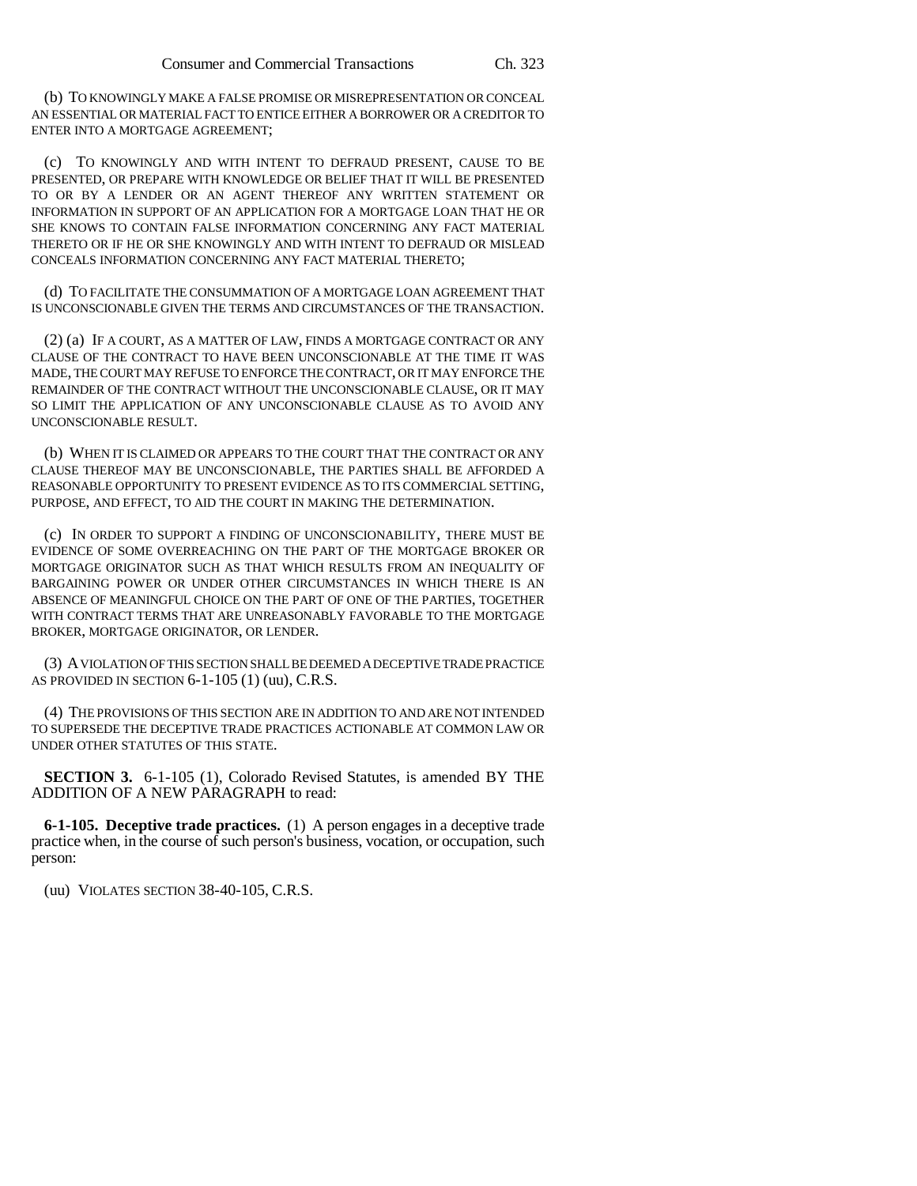(b) TO KNOWINGLY MAKE A FALSE PROMISE OR MISREPRESENTATION OR CONCEAL AN ESSENTIAL OR MATERIAL FACT TO ENTICE EITHER A BORROWER OR A CREDITOR TO ENTER INTO A MORTGAGE AGREEMENT;

(c) TO KNOWINGLY AND WITH INTENT TO DEFRAUD PRESENT, CAUSE TO BE PRESENTED, OR PREPARE WITH KNOWLEDGE OR BELIEF THAT IT WILL BE PRESENTED TO OR BY A LENDER OR AN AGENT THEREOF ANY WRITTEN STATEMENT OR INFORMATION IN SUPPORT OF AN APPLICATION FOR A MORTGAGE LOAN THAT HE OR SHE KNOWS TO CONTAIN FALSE INFORMATION CONCERNING ANY FACT MATERIAL THERETO OR IF HE OR SHE KNOWINGLY AND WITH INTENT TO DEFRAUD OR MISLEAD CONCEALS INFORMATION CONCERNING ANY FACT MATERIAL THERETO;

(d) TO FACILITATE THE CONSUMMATION OF A MORTGAGE LOAN AGREEMENT THAT IS UNCONSCIONABLE GIVEN THE TERMS AND CIRCUMSTANCES OF THE TRANSACTION.

(2) (a) IF A COURT, AS A MATTER OF LAW, FINDS A MORTGAGE CONTRACT OR ANY CLAUSE OF THE CONTRACT TO HAVE BEEN UNCONSCIONABLE AT THE TIME IT WAS MADE, THE COURT MAY REFUSE TO ENFORCE THE CONTRACT, OR IT MAY ENFORCE THE REMAINDER OF THE CONTRACT WITHOUT THE UNCONSCIONABLE CLAUSE, OR IT MAY SO LIMIT THE APPLICATION OF ANY UNCONSCIONABLE CLAUSE AS TO AVOID ANY UNCONSCIONABLE RESULT.

(b) WHEN IT IS CLAIMED OR APPEARS TO THE COURT THAT THE CONTRACT OR ANY CLAUSE THEREOF MAY BE UNCONSCIONABLE, THE PARTIES SHALL BE AFFORDED A REASONABLE OPPORTUNITY TO PRESENT EVIDENCE AS TO ITS COMMERCIAL SETTING, PURPOSE, AND EFFECT, TO AID THE COURT IN MAKING THE DETERMINATION.

(c) IN ORDER TO SUPPORT A FINDING OF UNCONSCIONABILITY, THERE MUST BE EVIDENCE OF SOME OVERREACHING ON THE PART OF THE MORTGAGE BROKER OR MORTGAGE ORIGINATOR SUCH AS THAT WHICH RESULTS FROM AN INEQUALITY OF BARGAINING POWER OR UNDER OTHER CIRCUMSTANCES IN WHICH THERE IS AN ABSENCE OF MEANINGFUL CHOICE ON THE PART OF ONE OF THE PARTIES, TOGETHER WITH CONTRACT TERMS THAT ARE UNREASONABLY FAVORABLE TO THE MORTGAGE BROKER, MORTGAGE ORIGINATOR, OR LENDER.

(3) A VIOLATION OF THIS SECTION SHALL BE DEEMED A DECEPTIVE TRADE PRACTICE AS PROVIDED IN SECTION 6-1-105 (1) (uu), C.R.S.

(4) THE PROVISIONS OF THIS SECTION ARE IN ADDITION TO AND ARE NOT INTENDED TO SUPERSEDE THE DECEPTIVE TRADE PRACTICES ACTIONABLE AT COMMON LAW OR UNDER OTHER STATUTES OF THIS STATE.

**SECTION 3.** 6-1-105 (1), Colorado Revised Statutes, is amended BY THE ADDITION OF A NEW PARAGRAPH to read:

**6-1-105. Deceptive trade practices.** (1) A person engages in a deceptive trade practice when, in the course of such person's business, vocation, or occupation, such person:

(uu) VIOLATES SECTION 38-40-105, C.R.S.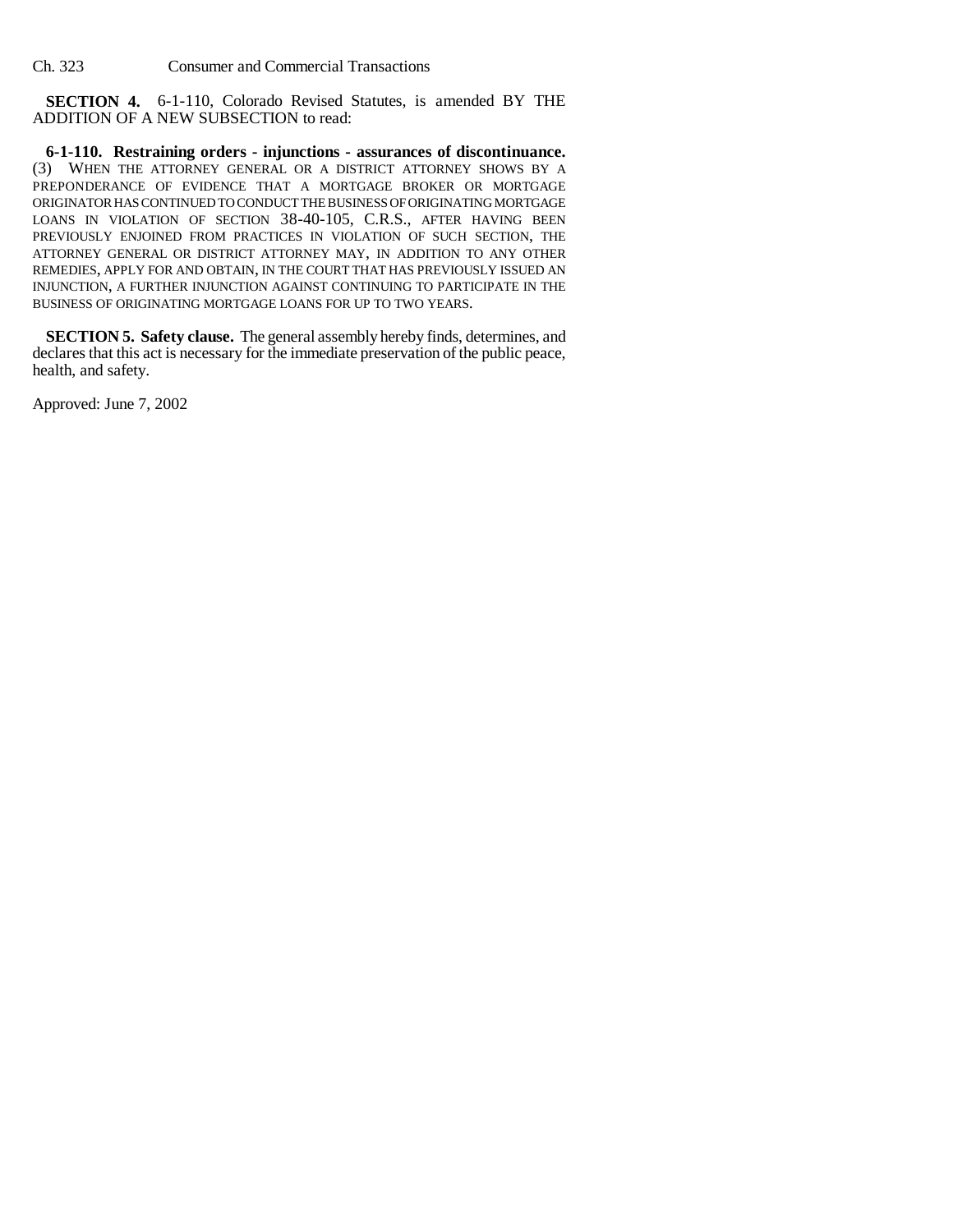**SECTION 4.** 6-1-110, Colorado Revised Statutes, is amended BY THE ADDITION OF A NEW SUBSECTION to read:

**6-1-110. Restraining orders - injunctions - assurances of discontinuance.** (3) WHEN THE ATTORNEY GENERAL OR A DISTRICT ATTORNEY SHOWS BY A PREPONDERANCE OF EVIDENCE THAT A MORTGAGE BROKER OR MORTGAGE ORIGINATOR HAS CONTINUED TO CONDUCT THE BUSINESS OF ORIGINATING MORTGAGE LOANS IN VIOLATION OF SECTION 38-40-105, C.R.S., AFTER HAVING BEEN PREVIOUSLY ENJOINED FROM PRACTICES IN VIOLATION OF SUCH SECTION, THE ATTORNEY GENERAL OR DISTRICT ATTORNEY MAY, IN ADDITION TO ANY OTHER REMEDIES, APPLY FOR AND OBTAIN, IN THE COURT THAT HAS PREVIOUSLY ISSUED AN INJUNCTION, A FURTHER INJUNCTION AGAINST CONTINUING TO PARTICIPATE IN THE BUSINESS OF ORIGINATING MORTGAGE LOANS FOR UP TO TWO YEARS.

**SECTION 5. Safety clause.** The general assembly hereby finds, determines, and declares that this act is necessary for the immediate preservation of the public peace, health, and safety.

Approved: June 7, 2002